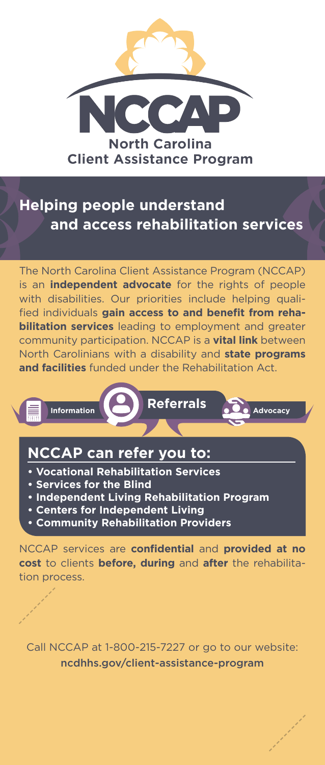# NCCAP

**North Carolina Client Assistance Program**

## Helping people understand and access rehabilitation services

The North Carolina Client Assistance Program (NCCAP) is an **independent advocate** for the rights of people with disabilities. Our priorities include helping qualified individuals **gain access to and benefit from rehabilitation services** leading to employment and greater community participation. NCCAP is a **vital link** between North Carolinians with a disability and **state programs and facilities** funded under the Rehabilitation Act.

Information | **Referrals** | Advocacy

## NCCAP can refer you to:

- **Vocational Rehabilitation Services**
- **Services for the Blind**
- **Independent Living Rehabilitation Program**
- **Centers for Independent Living**
- **Community Rehabilitation Providers**

NCCAP services are **confidential** and **provided at no cost** to clients **before, during** and **after** the rehabilitation process.

Call NCCAP at 1-800-215-7227 or go to our website:
ncdhhs.gov/client-assistance-program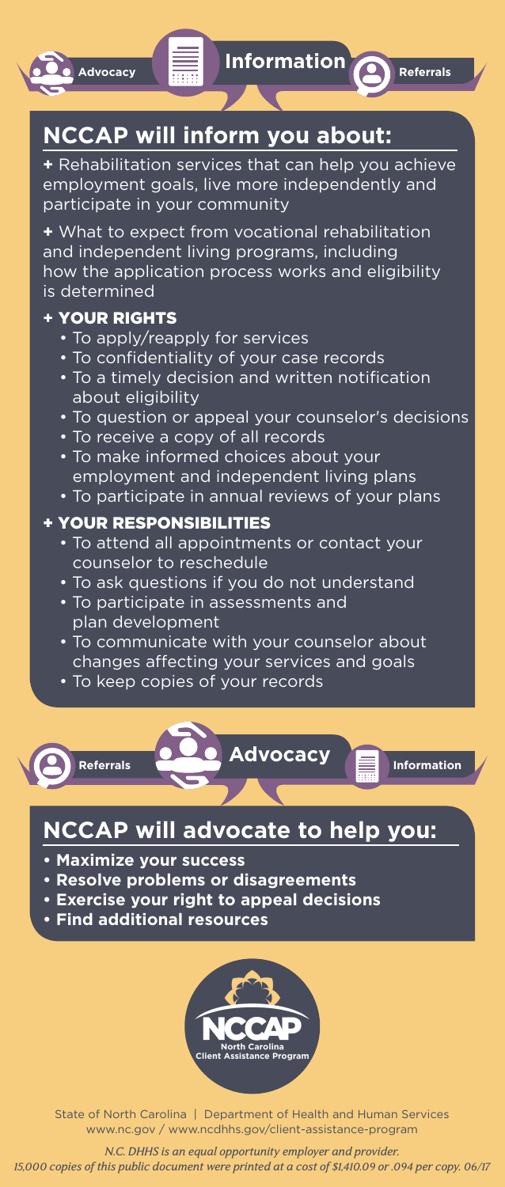Advocacy | **Information** | Referrals

## NCCAP will inform you about:

**+** Rehabilitation services that can help you achieve employment goals, live more independently and participate in your community

**+** What to expect from vocational rehabilitation and independent living programs, including how the application process works and eligibility is determined

### + YOUR RIGHTS

- To apply/reapply for services
- To confidentiality of your case records
- To a timely decision and written notification about eligibility
- To question or appeal your counselor's decisions
- To receive a copy of all records
- To make informed choices about your employment and independent living plans
- To participate in annual reviews of your plans

### + YOUR RESPONSIBILITIES

- To attend all appointments or contact your counselor to reschedule
- To ask questions if you do not understand
- To participate in assessments and plan development
- To communicate with your counselor about changes affecting your services and goals
- To keep copies of your records

Referrals | **Advocacy** | Information

## NCCAP will advocate to help you:

- **Maximize your success**
- **Resolve problems or disagreements**
- **Exercise your right to appeal decisions**
- **Find additional resources**

NCCAP
North Carolina Client Assistance Program

State of North Carolina | Department of Health and Human Services
www.nc.gov / www.ncdhhs.gov/client-assistance-program

*N.C. DHHS is an equal opportunity employer and provider.*
*15,000 copies of this public document were printed at a cost of $1,410.09 or .094 per copy. 06/17*